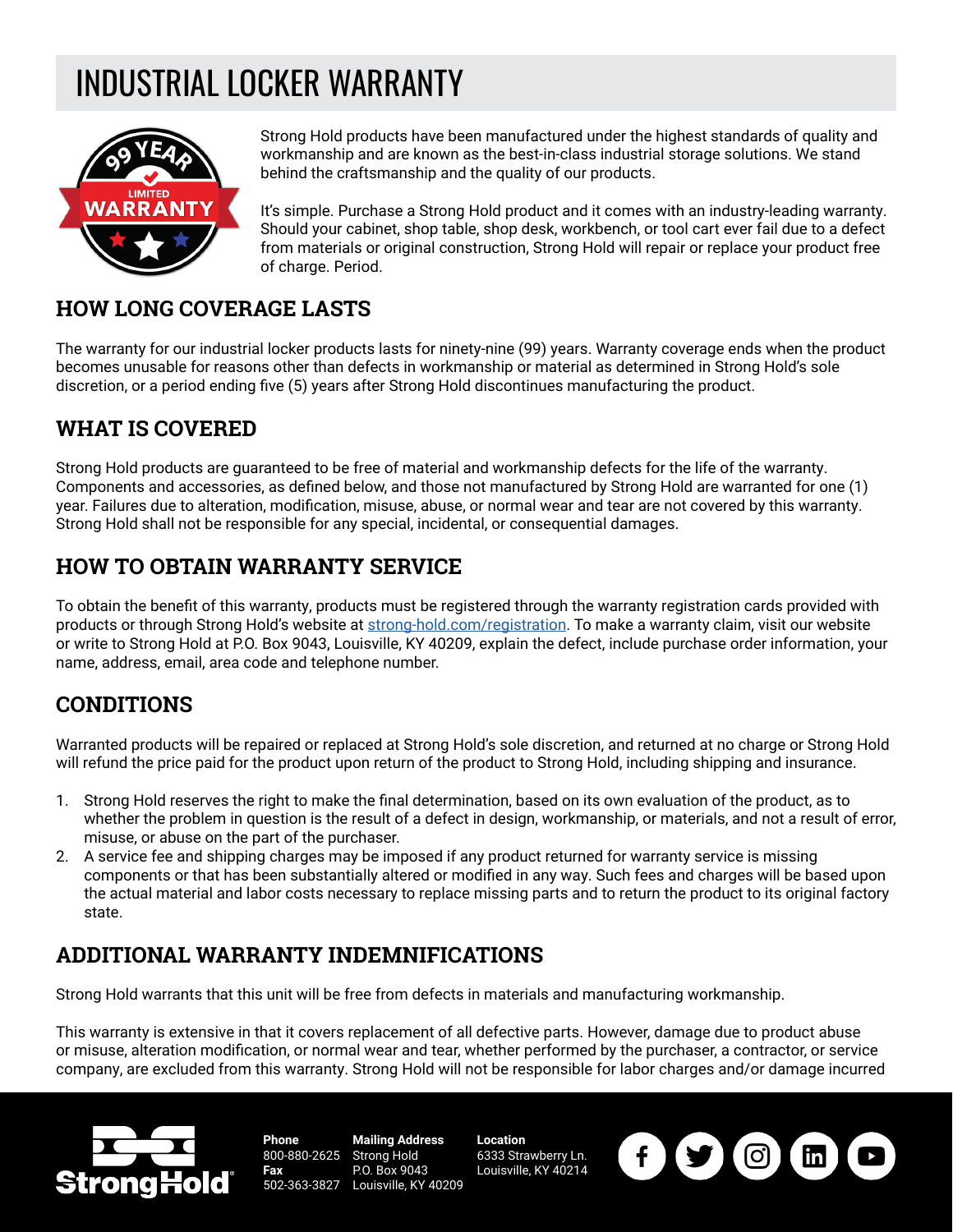# INDUSTRIAL LOCKER WARRANTY

Strong Hold products have been manufactured under the highest standards of quality and workmanship and are known as the best-in-class industrial storage solutions. We stand behind the craftsmanship and the quality of our products.

It's simple. Purchase a Strong Hold product and it comes with an industry-leading warranty. Should your cabinet, shop table, shop desk, workbench, or tool cart ever fail due to a defect from materials or original construction, Strong Hold will repair or replace your product free of charge. Period.

## HOW LONG COVERAGE LASTS

The warranty for our industrial locker products lasts for ninety-nine (99) years. Warranty coverage ends when the product becomes unusable for reasons other than defects in workmanship or material as determined in Strong Hold's sole discretion, or a period ending five (5) years after Strong Hold discontinues manufacturing the product.

## WHAT IS COVERED

Strong Hold products are guaranteed to be free of material and workmanship defects for the life of the warranty. Components and accessories, as defined below, and those not manufactured by Strong Hold are warranted for one (1) year. Failures due to alteration, modification, misuse, abuse, or normal wear and tear are not covered by this warranty. Strong Hold shall not be responsible for any special, incidental, or consequential damages.

## HOW TO OBTAIN WARRANTY SERVICE

To obtain the benefit of this warranty, products must be registered through the warranty registration cards provided with products or through Strong Hold's website at [strong-hold.com/registration](strong-hold.com/registration). To make a warranty claim, visit our website or write to Strong Hold at P.O. Box 9043, Louisville, KY 40209, explain the defect, include purchase order information, your name, address, email, area code and telephone number.

## CONDITIONS

Warranted products will be repaired or replaced at Strong Hold's sole discretion, and returned at no charge or Strong Hold will refund the price paid for the product upon return of the product to Strong Hold, including shipping and insurance.

1. Strong Hold reserves the right to make the final determination, based on its own evaluation of the product, as to whether the problem in question is the result of a defect in design, workmanship, or materials, and not a result of error, misuse, or abuse on the part of the purchaser.
2. A service fee and shipping charges may be imposed if any product returned for warranty service is missing components or that has been substantially altered or modified in any way. Such fees and charges will be based upon the actual material and labor costs necessary to replace missing parts and to return the product to its original factory state.

## ADDITIONAL WARRANTY INDEMNIFICATIONS

Strong Hold warrants that this unit will be free from defects in materials and manufacturing workmanship.

This warranty is extensive in that it covers replacement of all defective parts. However, damage due to product abuse or misuse, alteration modification, or normal wear and tear, whether performed by the purchaser, a contractor, or service company, are excluded from this warranty. Strong Hold will not be responsible for labor charges and/or damage incurred

**Phone**
800-880-2625
**Fax**
502-363-3827

**Mailing Address**
Strong Hold
P.O. Box 9043
Louisville, KY 40209

**Location**
6333 Strawberry Ln.
Louisville, KY 40214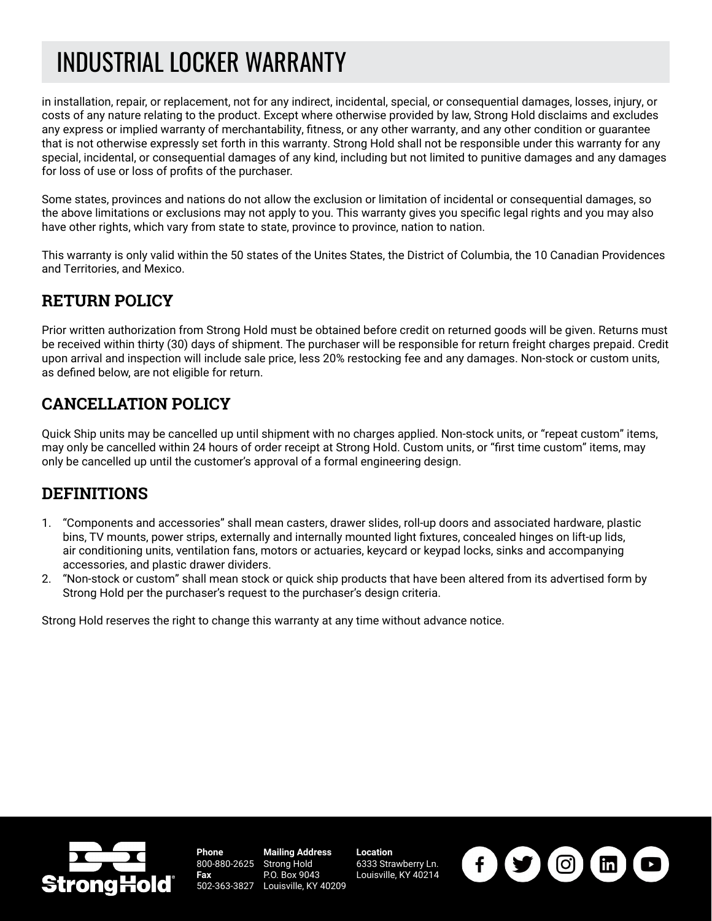# INDUSTRIAL LOCKER WARRANTY

in installation, repair, or replacement, not for any indirect, incidental, special, or consequential damages, losses, injury, or costs of any nature relating to the product. Except where otherwise provided by law, Strong Hold disclaims and excludes any express or implied warranty of merchantability, fitness, or any other warranty, and any other condition or guarantee that is not otherwise expressly set forth in this warranty. Strong Hold shall not be responsible under this warranty for any special, incidental, or consequential damages of any kind, including but not limited to punitive damages and any damages for loss of use or loss of profits of the purchaser.

Some states, provinces and nations do not allow the exclusion or limitation of incidental or consequential damages, so the above limitations or exclusions may not apply to you. This warranty gives you specific legal rights and you may also have other rights, which vary from state to state, province to province, nation to nation.

This warranty is only valid within the 50 states of the Unites States, the District of Columbia, the 10 Canadian Providences and Territories, and Mexico.

## RETURN POLICY

Prior written authorization from Strong Hold must be obtained before credit on returned goods will be given. Returns must be received within thirty (30) days of shipment. The purchaser will be responsible for return freight charges prepaid. Credit upon arrival and inspection will include sale price, less 20% restocking fee and any damages. Non-stock or custom units, as defined below, are not eligible for return.

## CANCELLATION POLICY

Quick Ship units may be cancelled up until shipment with no charges applied. Non-stock units, or "repeat custom" items, may only be cancelled within 24 hours of order receipt at Strong Hold. Custom units, or "first time custom" items, may only be cancelled up until the customer's approval of a formal engineering design.

## DEFINITIONS

1. "Components and accessories" shall mean casters, drawer slides, roll-up doors and associated hardware, plastic bins, TV mounts, power strips, externally and internally mounted light fixtures, concealed hinges on lift-up lids, air conditioning units, ventilation fans, motors or actuaries, keycard or keypad locks, sinks and accompanying accessories, and plastic drawer dividers.
2. "Non-stock or custom" shall mean stock or quick ship products that have been altered from its advertised form by Strong Hold per the purchaser's request to the purchaser's design criteria.

Strong Hold reserves the right to change this warranty at any time without advance notice.

**Phone**
800-880-2625
**Fax**
502-363-3827

**Mailing Address**
Strong Hold
P.O. Box 9043
Louisville, KY 40209

**Location**
6333 Strawberry Ln.
Louisville, KY 40214